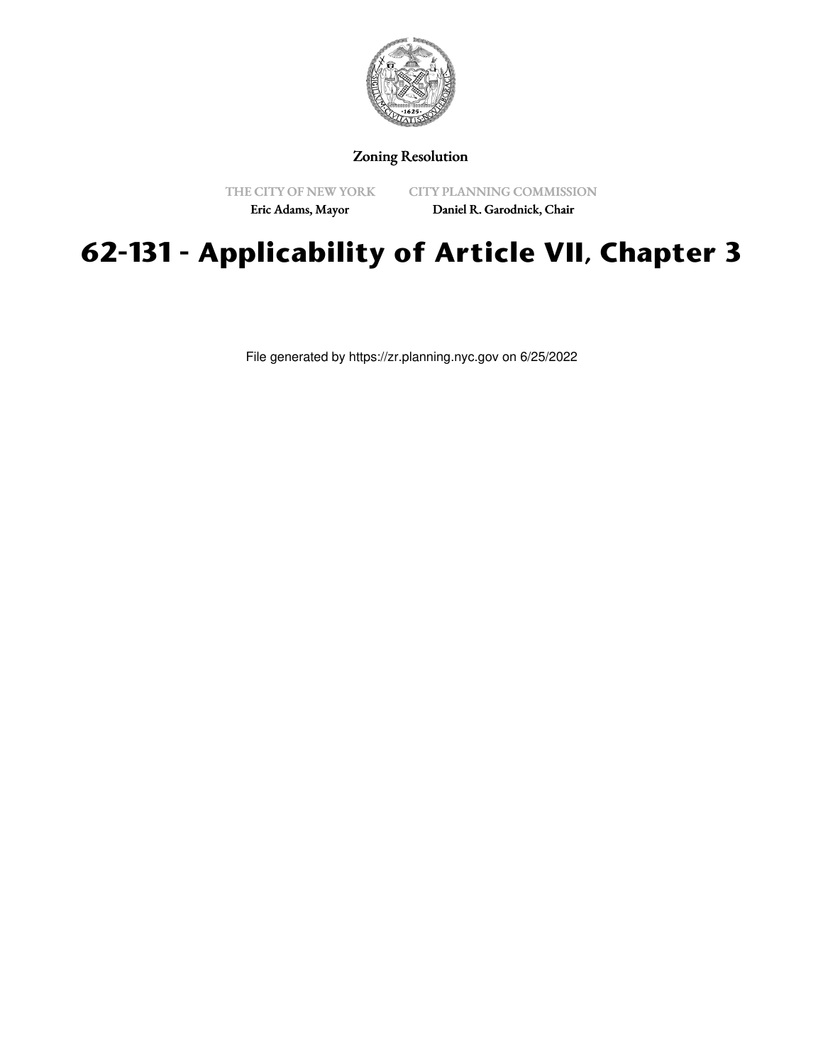Zoning Resolution

THE CITY OF NEW YORK
Eric Adams, Mayor

CITY PLANNING COMMISSION
Daniel R. Garodnick, Chair

# 62-131 - Applicability of Article VII, Chapter 3

File generated by https://zr.planning.nyc.gov on 6/25/2022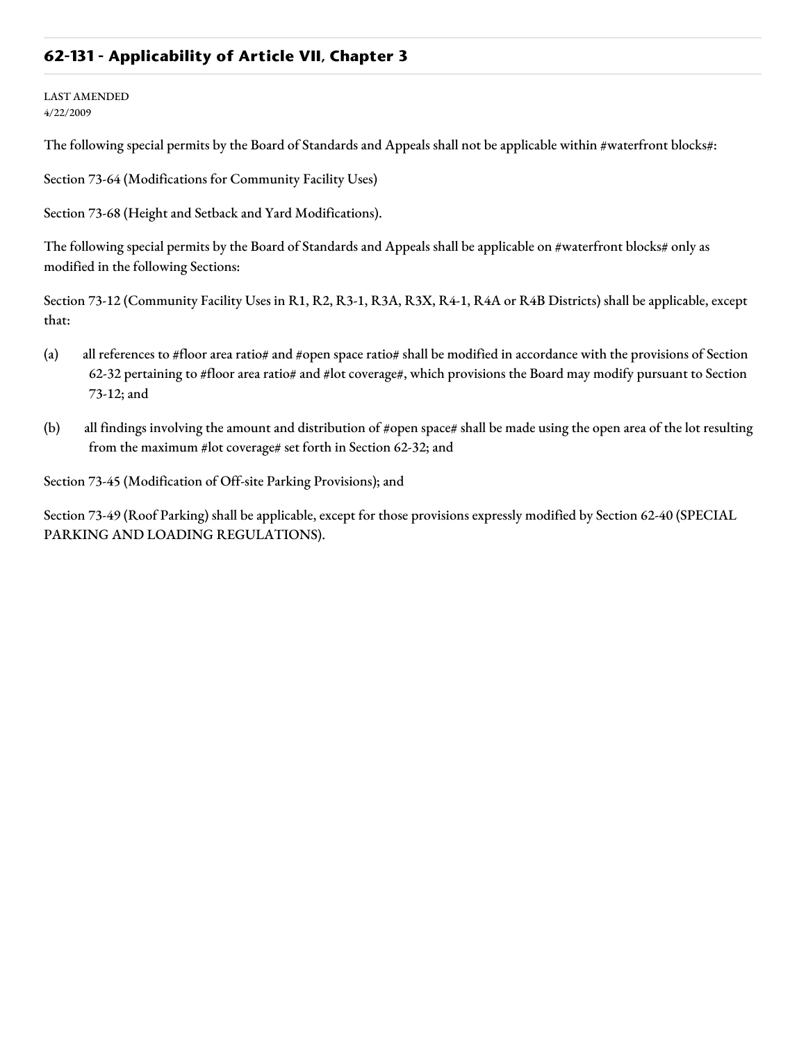## 62-131 - Applicability of Article VII, Chapter 3

LAST AMENDED
4/22/2009

The following special permits by the Board of Standards and Appeals shall not be applicable within #waterfront blocks#:

Section 73-64 (Modifications for Community Facility Uses)

Section 73-68 (Height and Setback and Yard Modifications).

The following special permits by the Board of Standards and Appeals shall be applicable on #waterfront blocks# only as modified in the following Sections:

Section 73-12 (Community Facility Uses in R1, R2, R3-1, R3A, R3X, R4-1, R4A or R4B Districts) shall be applicable, except that:

(a) all references to #floor area ratio# and #open space ratio# shall be modified in accordance with the provisions of Section 62-32 pertaining to #floor area ratio# and #lot coverage#, which provisions the Board may modify pursuant to Section 73-12; and

(b) all findings involving the amount and distribution of #open space# shall be made using the open area of the lot resulting from the maximum #lot coverage# set forth in Section 62-32; and

Section 73-45 (Modification of Off-site Parking Provisions); and

Section 73-49 (Roof Parking) shall be applicable, except for those provisions expressly modified by Section 62-40 (SPECIAL PARKING AND LOADING REGULATIONS).